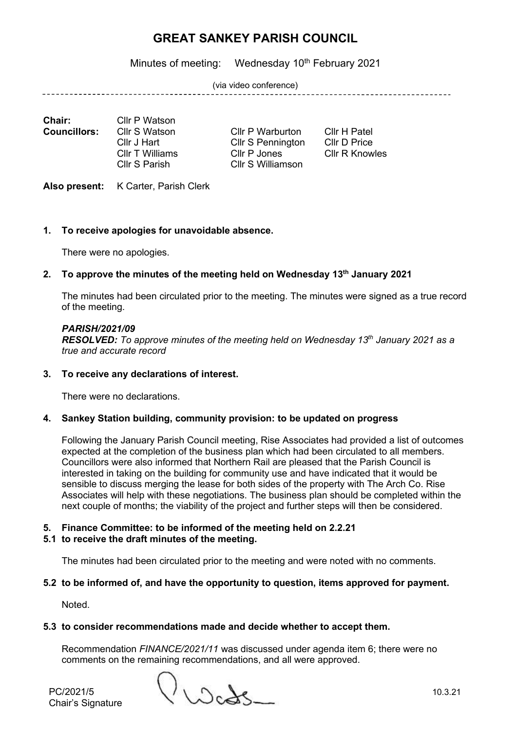# GREAT SANKEY PARISH COUNCIL

Minutes of meeting: Wednesday 10th February 2021

(via video conference)

| | | | |
|---|---|---|---|
| **Chair:** | Cllr P Watson | | |
| **Councillors:** | Cllr S Watson | Cllr P Warburton | Cllr H Patel |
| | Cllr J Hart | Cllr S Pennington | Cllr D Price |
| | Cllr T Williams | Cllr P Jones | Cllr R Knowles |
| | Cllr S Parish | Cllr S Williamson | |

**Also present:** K Carter, Parish Clerk

**1. To receive apologies for unavoidable absence.**

There were no apologies.

**2. To approve the minutes of the meeting held on Wednesday 13th January 2021**

The minutes had been circulated prior to the meeting. The minutes were signed as a true record of the meeting.

***PARISH/2021/09***
***RESOLVED:*** *To approve minutes of the meeting held on Wednesday 13th January 2021 as a true and accurate record*

**3. To receive any declarations of interest.**

There were no declarations.

**4. Sankey Station building, community provision: to be updated on progress**

Following the January Parish Council meeting, Rise Associates had provided a list of outcomes expected at the completion of the business plan which had been circulated to all members. Councillors were also informed that Northern Rail are pleased that the Parish Council is interested in taking on the building for community use and have indicated that it would be sensible to discuss merging the lease for both sides of the property with The Arch Co. Rise Associates will help with these negotiations. The business plan should be completed within the next couple of months; the viability of the project and further steps will then be considered.

**5. Finance Committee: to be informed of the meeting held on 2.2.21**

**5.1 to receive the draft minutes of the meeting.**

The minutes had been circulated prior to the meeting and were noted with no comments.

**5.2 to be informed of, and have the opportunity to question, items approved for payment.**

Noted.

**5.3 to consider recommendations made and decide whether to accept them.**

Recommendation *FINANCE/2021/11* was discussed under agenda item 6; there were no comments on the remaining recommendations, and all were approved.

PC/2021/5
Chair's Signature 10.3.21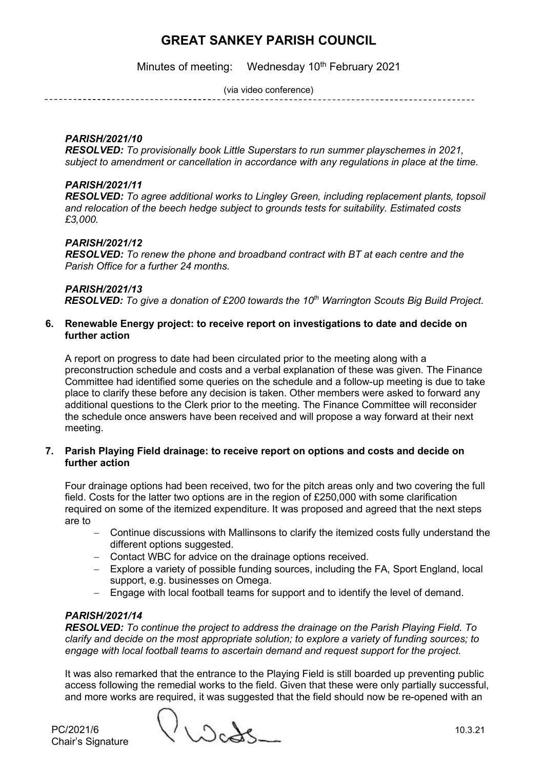# GREAT SANKEY PARISH COUNCIL

Minutes of meeting: Wednesday 10th February 2021

(via video conference)

***PARISH/2021/10***
***RESOLVED:*** *To provisionally book Little Superstars to run summer playschemes in 2021, subject to amendment or cancellation in accordance with any regulations in place at the time.*

***PARISH/2021/11***
***RESOLVED:*** *To agree additional works to Lingley Green, including replacement plants, topsoil and relocation of the beech hedge subject to grounds tests for suitability. Estimated costs £3,000.*

***PARISH/2021/12***
***RESOLVED:*** *To renew the phone and broadband contract with BT at each centre and the Parish Office for a further 24 months.*

***PARISH/2021/13***
***RESOLVED:*** *To give a donation of £200 towards the 10th Warrington Scouts Big Build Project.*

**6. Renewable Energy project: to receive report on investigations to date and decide on further action**

A report on progress to date had been circulated prior to the meeting along with a preconstruction schedule and costs and a verbal explanation of these was given. The Finance Committee had identified some queries on the schedule and a follow-up meeting is due to take place to clarify these before any decision is taken. Other members were asked to forward any additional questions to the Clerk prior to the meeting. The Finance Committee will reconsider the schedule once answers have been received and will propose a way forward at their next meeting.

**7. Parish Playing Field drainage: to receive report on options and costs and decide on further action**

Four drainage options had been received, two for the pitch areas only and two covering the full field. Costs for the latter two options are in the region of £250,000 with some clarification required on some of the itemized expenditure. It was proposed and agreed that the next steps are to

- Continue discussions with Mallinsons to clarify the itemized costs fully understand the different options suggested.
- Contact WBC for advice on the drainage options received.
- Explore a variety of possible funding sources, including the FA, Sport England, local support, e.g. businesses on Omega.
- Engage with local football teams for support and to identify the level of demand.

***PARISH/2021/14***
***RESOLVED:*** *To continue the project to address the drainage on the Parish Playing Field. To clarify and decide on the most appropriate solution; to explore a variety of funding sources; to engage with local football teams to ascertain demand and request support for the project.*

It was also remarked that the entrance to the Playing Field is still boarded up preventing public access following the remedial works to the field. Given that these were only partially successful, and more works are required, it was suggested that the field should now be re-opened with an

PC/2021/6
Chair's Signature 10.3.21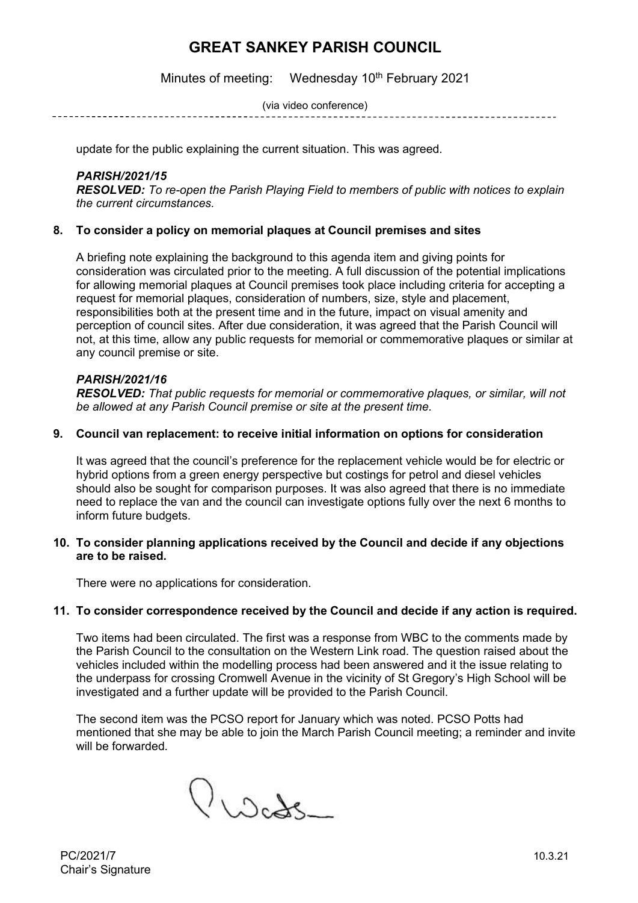update for the public explaining the current situation. This was agreed.

***PARISH/2021/15***
***RESOLVED:*** *To re-open the Parish Playing Field to members of public with notices to explain the current circumstances.*

**8. To consider a policy on memorial plaques at Council premises and sites**

A briefing note explaining the background to this agenda item and giving points for consideration was circulated prior to the meeting. A full discussion of the potential implications for allowing memorial plaques at Council premises took place including criteria for accepting a request for memorial plaques, consideration of numbers, size, style and placement, responsibilities both at the present time and in the future, impact on visual amenity and perception of council sites. After due consideration, it was agreed that the Parish Council will not, at this time, allow any public requests for memorial or commemorative plaques or similar at any council premise or site.

***PARISH/2021/16***
***RESOLVED:*** *That public requests for memorial or commemorative plaques, or similar, will not be allowed at any Parish Council premise or site at the present time.*

**9. Council van replacement: to receive initial information on options for consideration**

It was agreed that the council's preference for the replacement vehicle would be for electric or hybrid options from a green energy perspective but costings for petrol and diesel vehicles should also be sought for comparison purposes. It was also agreed that there is no immediate need to replace the van and the council can investigate options fully over the next 6 months to inform future budgets.

**10. To consider planning applications received by the Council and decide if any objections are to be raised.**

There were no applications for consideration.

**11. To consider correspondence received by the Council and decide if any action is required.**

Two items had been circulated. The first was a response from WBC to the comments made by the Parish Council to the consultation on the Western Link road. The question raised about the vehicles included within the modelling process had been answered and it the issue relating to the underpass for crossing Cromwell Avenue in the vicinity of St Gregory's High School will be investigated and a further update will be provided to the Parish Council.

The second item was the PCSO report for January which was noted. PCSO Potts had mentioned that she may be able to join the March Parish Council meeting; a reminder and invite will be forwarded.

PC/2021/7 10.3.21
Chair's Signature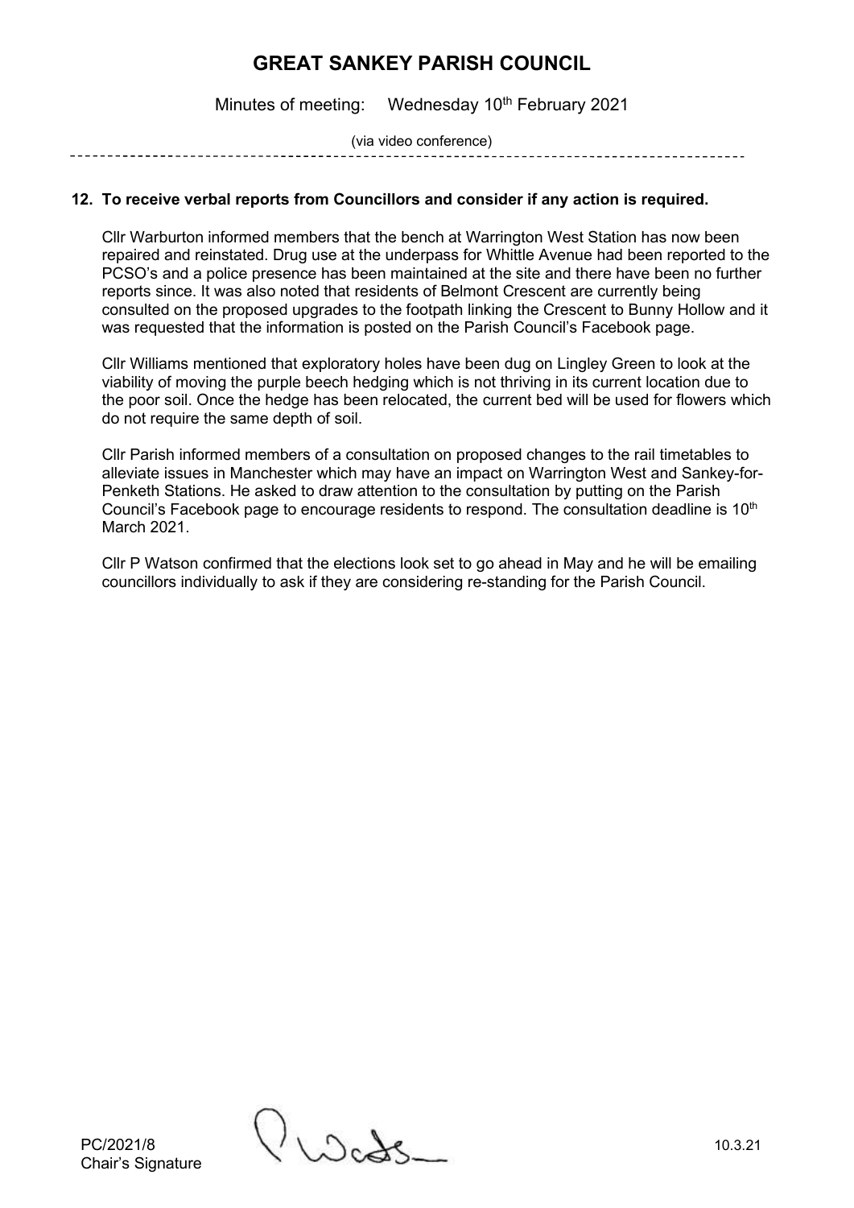## 12. To receive verbal reports from Councillors and consider if any action is required.

Cllr Warburton informed members that the bench at Warrington West Station has now been repaired and reinstated. Drug use at the underpass for Whittle Avenue had been reported to the PCSO's and a police presence has been maintained at the site and there have been no further reports since. It was also noted that residents of Belmont Crescent are currently being consulted on the proposed upgrades to the footpath linking the Crescent to Bunny Hollow and it was requested that the information is posted on the Parish Council's Facebook page.

Cllr Williams mentioned that exploratory holes have been dug on Lingley Green to look at the viability of moving the purple beech hedging which is not thriving in its current location due to the poor soil. Once the hedge has been relocated, the current bed will be used for flowers which do not require the same depth of soil.

Cllr Parish informed members of a consultation on proposed changes to the rail timetables to alleviate issues in Manchester which may have an impact on Warrington West and Sankey-for-Penketh Stations. He asked to draw attention to the consultation by putting on the Parish Council's Facebook page to encourage residents to respond. The consultation deadline is 10th March 2021.

Cllr P Watson confirmed that the elections look set to go ahead in May and he will be emailing councillors individually to ask if they are considering re-standing for the Parish Council.

PC/2021/8

Chair's Signature

10.3.21